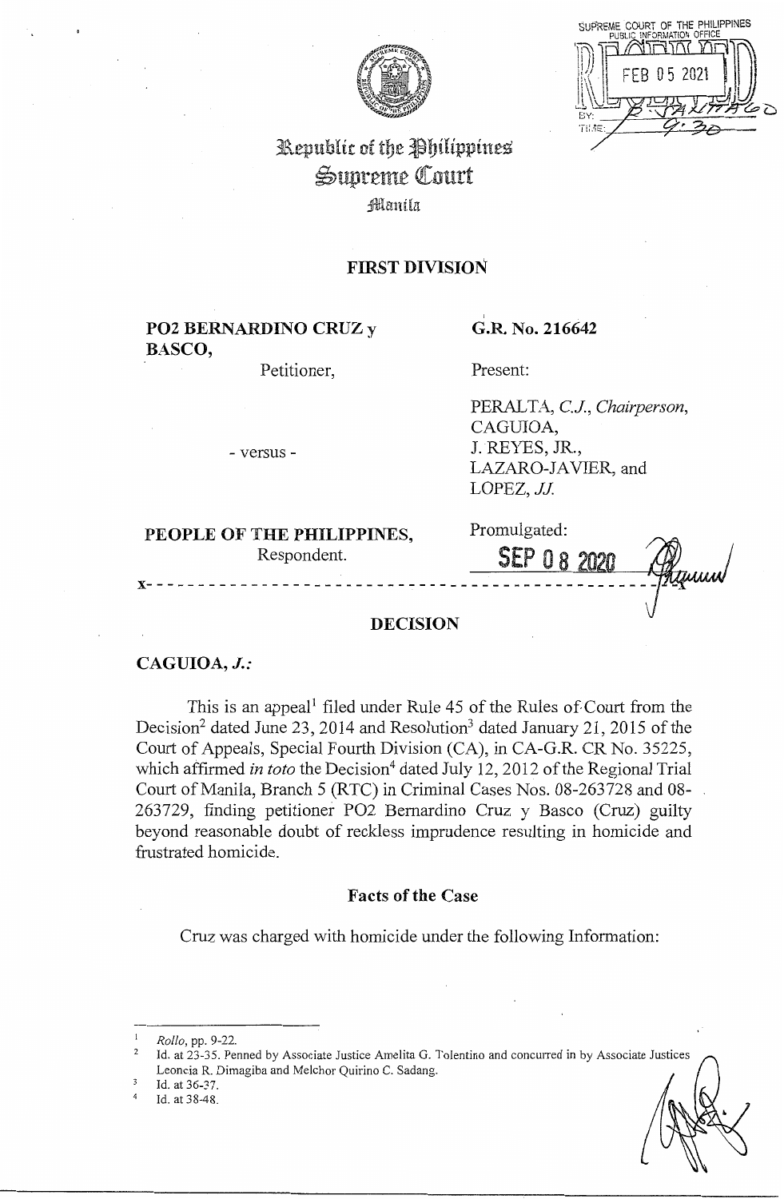SUPREME COURT OF THE PHILIPPINES
PUBLIC INFORMATION OFFICE
FEB 05 2021
BY:
TIME: 9:30

# Republic of the Philippines
# Supreme Court
Manila

## FIRST DIVISION

**PO2 BERNARDINO CRUZ y BASCO,**
Petitioner,

- versus -

**PEOPLE OF THE PHILIPPINES,**
Respondent.

**G.R. No. 216642**

Present:

PERALTA, *C.J., Chairperson,*
CAGUIOA,
J. REYES, JR.,
LAZARO-JAVIER, and
LOPEZ, *JJ.*

Promulgated:
**SEP 08 2020**

x- - - - - - - - - - - - - - - - - - - - - - - - - - - - - - - - - - - - - - - - - - - - -x

## DECISION

**CAGUIOA, *J.:***

This is an appeal[1] filed under Rule 45 of the Rules of Court from the Decision[2] dated June 23, 2014 and Resolution[3] dated January 21, 2015 of the Court of Appeals, Special Fourth Division (CA), in CA-G.R. CR No. 35225, which affirmed *in toto* the Decision[4] dated July 12, 2012 of the Regional Trial Court of Manila, Branch 5 (RTC) in Criminal Cases Nos. 08-263728 and 08-263729, finding petitioner PO2 Bernardino Cruz y Basco (Cruz) guilty beyond reasonable doubt of reckless imprudence resulting in homicide and frustrated homicide.

### Facts of the Case

Cruz was charged with homicide under the following Information:

---

[1] *Rollo*, pp. 9-22.
[2] Id. at 23-35. Penned by Associate Justice Amelita G. Tolentino and concurred in by Associate Justices Leoncia R. Dimagiba and Melchor Quirino C. Sadang.
[3] Id. at 36-37.
[4] Id. at 38-48.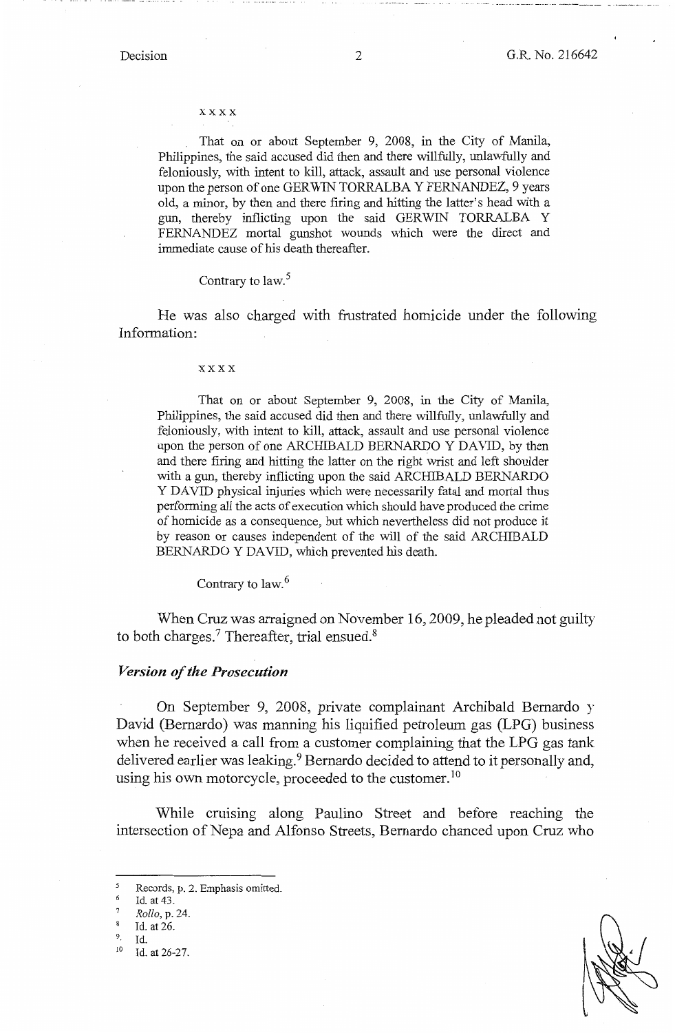x x x x

That on or about September 9, 2008, in the City of Manila, Philippines, the said accused did then and there willfully, unlawfully and feloniously, with intent to kill, attack, assault and use personal violence upon the person of one GERWIN TORRALBA Y FERNANDEZ, 9 years old, a minor, by then and there firing and hitting the latter's head with a gun, thereby inflicting upon the said GERWIN TORRALBA Y FERNANDEZ mortal gunshot wounds which were the direct and immediate cause of his death thereafter.

Contrary to law.[5]

He was also charged with frustrated homicide under the following Information:

x x x x

That on or about September 9, 2008, in the City of Manila, Philippines, the said accused did then and there willfully, unlawfully and feloniously, with intent to kill, attack, assault and use personal violence upon the person of one ARCHIBALD BERNARDO Y DAVID, by then and there firing and hitting the latter on the right wrist and left shoulder with a gun, thereby inflicting upon the said ARCHIBALD BERNARDO Y DAVID physical injuries which were necessarily fatal and mortal thus performing all the acts of execution which should have produced the crime of homicide as a consequence, but which nevertheless did not produce it by reason or causes independent of the will of the said ARCHIBALD BERNARDO Y DAVID, which prevented his death.

Contrary to law.[6]

When Cruz was arraigned on November 16, 2009, he pleaded not guilty to both charges.[7] Thereafter, trial ensued.[8]

***Version of the Prosecution***

On September 9, 2008, private complainant Archibald Bernardo y David (Bernardo) was manning his liquified petroleum gas (LPG) business when he received a call from a customer complaining that the LPG gas tank delivered earlier was leaking.[9] Bernardo decided to attend to it personally and, using his own motorcycle, proceeded to the customer.[10]

While cruising along Paulino Street and before reaching the intersection of Nepa and Alfonso Streets, Bernardo chanced upon Cruz who

---

[5] Records, p. 2. Emphasis omitted.

[6] Id. at 43.

[7] *Rollo*, p. 24.

[8] Id. at 26.

[9] Id.

[10] Id. at 26-27.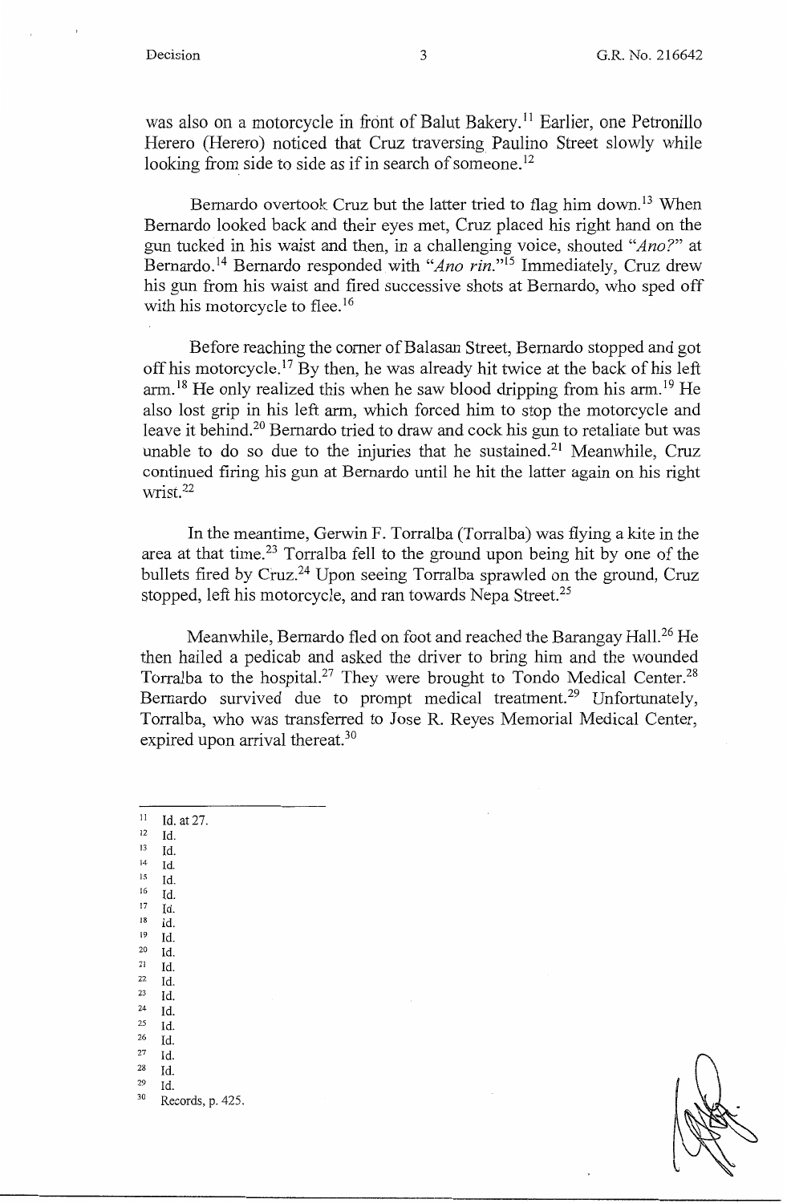was also on a motorcycle in front of Balut Bakery.[11] Earlier, one Petronillo Herero (Herero) noticed that Cruz traversing Paulino Street slowly while looking from side to side as if in search of someone.[12]

Bernardo overtook Cruz but the latter tried to flag him down.[13] When Bernardo looked back and their eyes met, Cruz placed his right hand on the gun tucked in his waist and then, in a challenging voice, shouted "*Ano?*" at Bernardo.[14] Bernardo responded with "*Ano rin.*"[15] Immediately, Cruz drew his gun from his waist and fired successive shots at Bernardo, who sped off with his motorcycle to flee.[16]

Before reaching the corner of Balasan Street, Bernardo stopped and got off his motorcycle.[17] By then, he was already hit twice at the back of his left arm.[18] He only realized this when he saw blood dripping from his arm.[19] He also lost grip in his left arm, which forced him to stop the motorcycle and leave it behind.[20] Bernardo tried to draw and cock his gun to retaliate but was unable to do so due to the injuries that he sustained.[21] Meanwhile, Cruz continued firing his gun at Bernardo until he hit the latter again on his right wrist.[22]

In the meantime, Gerwin F. Torralba (Torralba) was flying a kite in the area at that time.[23] Torralba fell to the ground upon being hit by one of the bullets fired by Cruz.[24] Upon seeing Torralba sprawled on the ground, Cruz stopped, left his motorcycle, and ran towards Nepa Street.[25]

Meanwhile, Bernardo fled on foot and reached the Barangay Hall.[26] He then hailed a pedicab and asked the driver to bring him and the wounded Torralba to the hospital.[27] They were brought to Tondo Medical Center.[28] Bernardo survived due to prompt medical treatment.[29] Unfortunately, Torralba, who was transferred to Jose R. Reyes Memorial Medical Center, expired upon arrival thereat.[30]

---

[11] Id. at 27.
[12] Id.
[13] Id.
[14] Id.
[15] Id.
[16] Id.
[17] Id.
[18] Id.
[19] Id.
[20] Id.
[21] Id.
[22] Id.
[23] Id.
[24] Id.
[25] Id.
[26] Id.
[27] Id.
[28] Id.
[29] Id.
[30] Records, p. 425.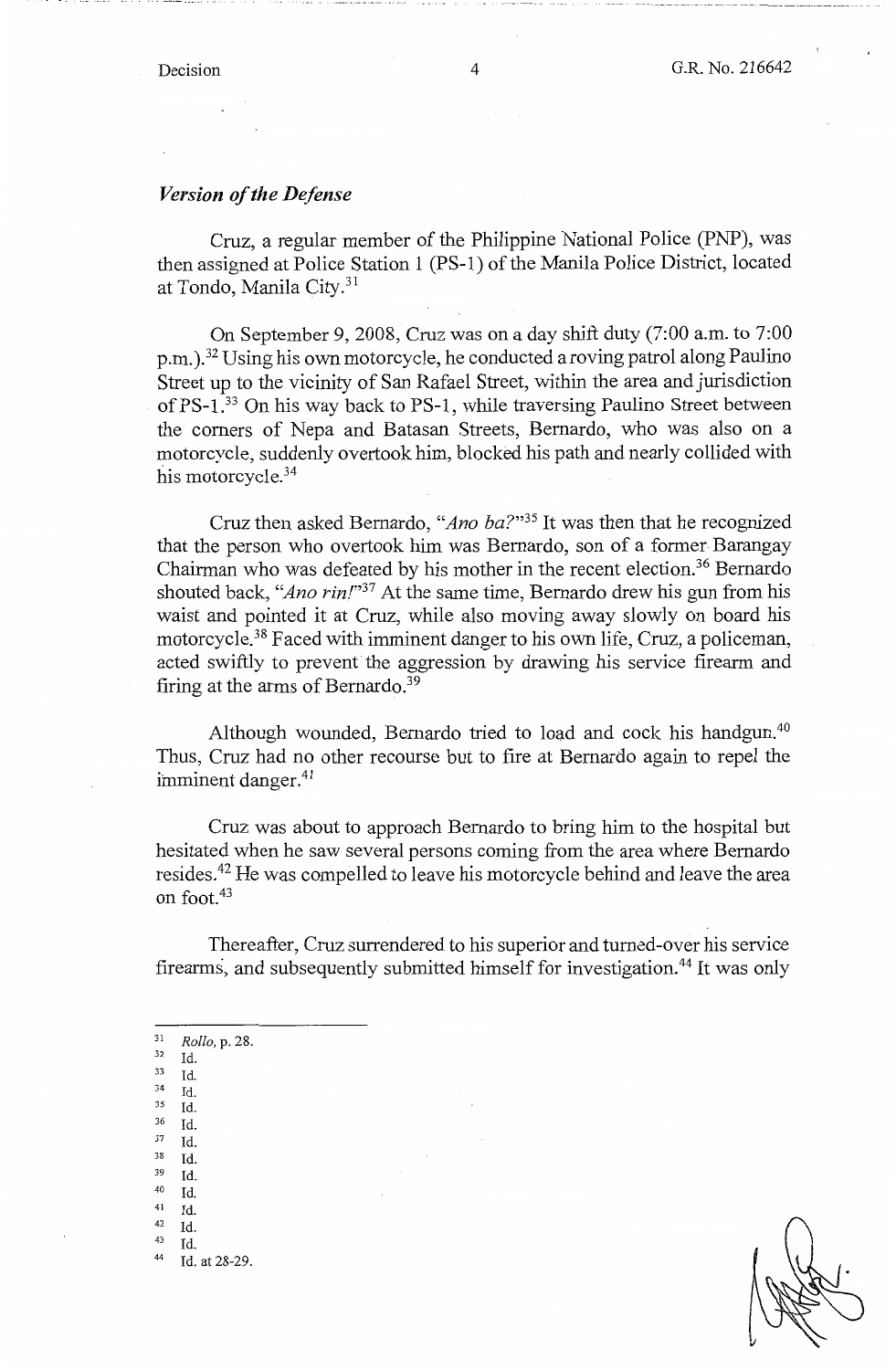### *Version of the Defense*

Cruz, a regular member of the Philippine National Police (PNP), was then assigned at Police Station 1 (PS-1) of the Manila Police District, located at Tondo, Manila City.[31]

On September 9, 2008, Cruz was on a day shift duty (7:00 a.m. to 7:00 p.m.).[32] Using his own motorcycle, he conducted a roving patrol along Paulino Street up to the vicinity of San Rafael Street, within the area and jurisdiction of PS-1.[33] On his way back to PS-1, while traversing Paulino Street between the corners of Nepa and Batasan Streets, Bernardo, who was also on a motorcycle, suddenly overtook him, blocked his path and nearly collided with his motorcycle.[34]

Cruz then asked Bernardo, "*Ano ba?*"[35] It was then that he recognized that the person who overtook him was Bernardo, son of a former Barangay Chairman who was defeated by his mother in the recent election.[36] Bernardo shouted back, "*Ano rin!*"[37] At the same time, Bernardo drew his gun from his waist and pointed it at Cruz, while also moving away slowly on board his motorcycle.[38] Faced with imminent danger to his own life, Cruz, a policeman, acted swiftly to prevent the aggression by drawing his service firearm and firing at the arms of Bernardo.[39]

Although wounded, Bernardo tried to load and cock his handgun.[40] Thus, Cruz had no other recourse but to fire at Bernardo again to repel the imminent danger.[41]

Cruz was about to approach Bernardo to bring him to the hospital but hesitated when he saw several persons coming from the area where Bernardo resides.[42] He was compelled to leave his motorcycle behind and leave the area on foot.[43]

Thereafter, Cruz surrendered to his superior and turned-over his service firearms, and subsequently submitted himself for investigation.[44] It was only

---

[31] *Rollo*, p. 28.
[32] Id.
[33] Id.
[34] Id.
[35] Id.
[36] Id.
[37] Id.
[38] Id.
[39] Id.
[40] Id.
[41] Id.
[42] Id.
[43] Id.
[44] Id. at 28-29.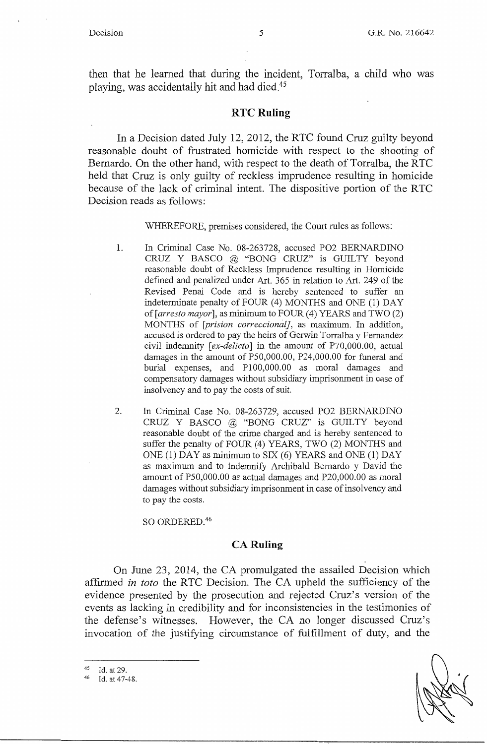then that he learned that during the incident, Torralba, a child who was playing, was accidentally hit and had died.[45]

## RTC Ruling

In a Decision dated July 12, 2012, the RTC found Cruz guilty beyond reasonable doubt of frustrated homicide with respect to the shooting of Bernardo. On the other hand, with respect to the death of Torralba, the RTC held that Cruz is only guilty of reckless imprudence resulting in homicide because of the lack of criminal intent. The dispositive portion of the RTC Decision reads as follows:

> WHEREFORE, premises considered, the Court rules as follows:
>
> 1. In Criminal Case No. 08-263728, accused PO2 BERNARDINO CRUZ Y BASCO @ "BONG CRUZ" is GUILTY beyond reasonable doubt of Reckless Imprudence resulting in Homicide defined and penalized under Art. 365 in relation to Art. 249 of the Revised Penal Code and is hereby sentenced to suffer an indeterminate penalty of FOUR (4) MONTHS and ONE (1) DAY of [*arresto mayor*], as minimum to FOUR (4) YEARS and TWO (2) MONTHS of [*prision correccional*], as maximum. In addition, accused is ordered to pay the heirs of Gerwin Torralba y Fernandez civil indemnity [*ex-delicto*] in the amount of P70,000.00, actual damages in the amount of P50,000.00, P24,000.00 for funeral and burial expenses, and P100,000.00 as moral damages and compensatory damages without subsidiary imprisonment in case of insolvency and to pay the costs of suit.
>
> 2. In Criminal Case No. 08-263729, accused PO2 BERNARDINO CRUZ Y BASCO @ "BONG CRUZ" is GUILTY beyond reasonable doubt of the crime charged and is hereby sentenced to suffer the penalty of FOUR (4) YEARS, TWO (2) MONTHS and ONE (1) DAY as minimum to SIX (6) YEARS and ONE (1) DAY as maximum and to indemnify Archibald Bernardo y David the amount of P50,000.00 as actual damages and P20,000.00 as moral damages without subsidiary imprisonment in case of insolvency and to pay the costs.
>
> SO ORDERED.[46]

## CA Ruling

On June 23, 2014, the CA promulgated the assailed Decision which affirmed *in toto* the RTC Decision. The CA upheld the sufficiency of the evidence presented by the prosecution and rejected Cruz's version of the events as lacking in credibility and for inconsistencies in the testimonies of the defense's witnesses. However, the CA no longer discussed Cruz's invocation of the justifying circumstance of fulfillment of duty, and the

---

[45] Id. at 29.

[46] Id. at 47-48.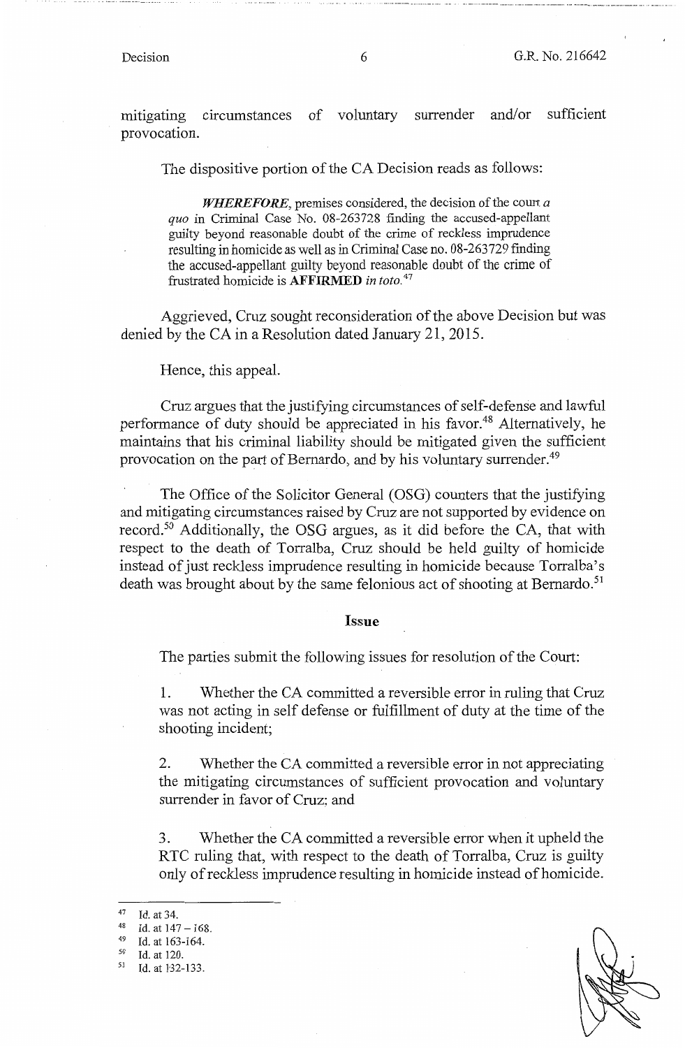mitigating circumstances of voluntary surrender and/or sufficient provocation.

The dispositive portion of the CA Decision reads as follows:

> ***WHEREFORE***, premises considered, the decision of the court *a quo* in Criminal Case No. 08-263728 finding the accused-appellant guilty beyond reasonable doubt of the crime of reckless imprudence resulting in homicide as well as in Criminal Case no. 08-263729 finding the accused-appellant guilty beyond reasonable doubt of the crime of frustrated homicide is **AFFIRMED** *in toto*.[47]

Aggrieved, Cruz sought reconsideration of the above Decision but was denied by the CA in a Resolution dated January 21, 2015.

Hence, this appeal.

Cruz argues that the justifying circumstances of self-defense and lawful performance of duty should be appreciated in his favor.[48] Alternatively, he maintains that his criminal liability should be mitigated given the sufficient provocation on the part of Bernardo, and by his voluntary surrender.[49]

The Office of the Solicitor General (OSG) counters that the justifying and mitigating circumstances raised by Cruz are not supported by evidence on record.[50] Additionally, the OSG argues, as it did before the CA, that with respect to the death of Torralba, Cruz should be held guilty of homicide instead of just reckless imprudence resulting in homicide because Torralba's death was brought about by the same felonious act of shooting at Bernardo.[51]

## Issue

The parties submit the following issues for resolution of the Court:

1. Whether the CA committed a reversible error in ruling that Cruz was not acting in self defense or fulfillment of duty at the time of the shooting incident;

2. Whether the CA committed a reversible error in not appreciating the mitigating circumstances of sufficient provocation and voluntary surrender in favor of Cruz; and

3. Whether the CA committed a reversible error when it upheld the RTC ruling that, with respect to the death of Torralba, Cruz is guilty only of reckless imprudence resulting in homicide instead of homicide.

---

[47] Id. at 34.

[48] Id. at 147 – 168.

[49] Id. at 163-164.

[50] Id. at 120.

[51] Id. at 132-133.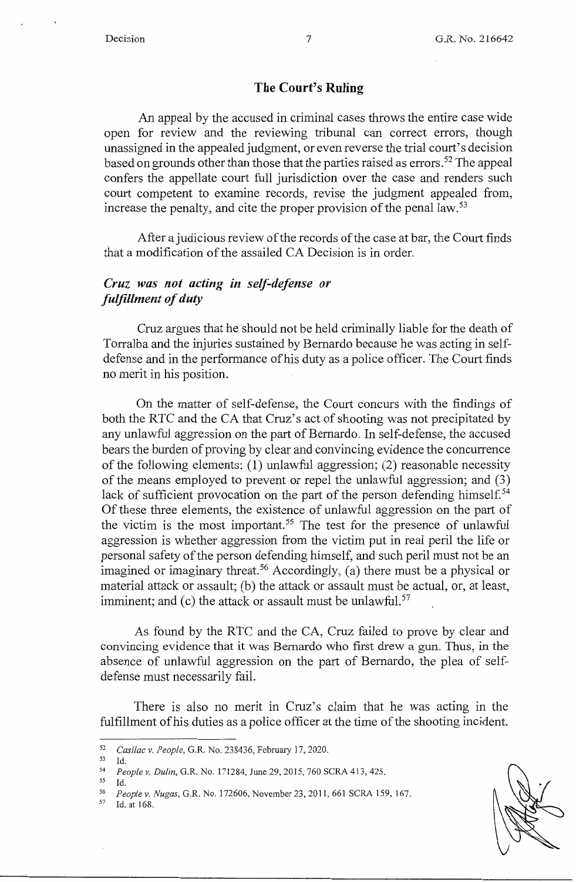## The Court's Ruling

An appeal by the accused in criminal cases throws the entire case wide open for review and the reviewing tribunal can correct errors, though unassigned in the appealed judgment, or even reverse the trial court's decision based on grounds other than those that the parties raised as errors.[52] The appeal confers the appellate court full jurisdiction over the case and renders such court competent to examine records, revise the judgment appealed from, increase the penalty, and cite the proper provision of the penal law.[53]

After a judicious review of the records of the case at bar, the Court finds that a modification of the assailed CA Decision is in order.

### *Cruz was not acting in self-defense or fulfillment of duty*

Cruz argues that he should not be held criminally liable for the death of Torralba and the injuries sustained by Bernardo because he was acting in self-defense and in the performance of his duty as a police officer. The Court finds no merit in his position.

On the matter of self-defense, the Court concurs with the findings of both the RTC and the CA that Cruz's act of shooting was not precipitated by any unlawful aggression on the part of Bernardo. In self-defense, the accused bears the burden of proving by clear and convincing evidence the concurrence of the following elements: (1) unlawful aggression; (2) reasonable necessity of the means employed to prevent or repel the unlawful aggression; and (3) lack of sufficient provocation on the part of the person defending himself.[54] Of these three elements, the existence of unlawful aggression on the part of the victim is the most important.[55] The test for the presence of unlawful aggression is whether aggression from the victim put in real peril the life or personal safety of the person defending himself, and such peril must not be an imagined or imaginary threat.[56] Accordingly, (a) there must be a physical or material attack or assault; (b) the attack or assault must be actual, or, at least, imminent; and (c) the attack or assault must be unlawful.[57]

As found by the RTC and the CA, Cruz failed to prove by clear and convincing evidence that it was Bernardo who first drew a gun. Thus, in the absence of unlawful aggression on the part of Bernardo, the plea of self-defense must necessarily fail.

There is also no merit in Cruz's claim that he was acting in the fulfillment of his duties as a police officer at the time of the shooting incident.

---

[52] *Casilac v. People*, G.R. No. 238436, February 17, 2020.

[53] Id.

[54] *People v. Dulin*, G.R. No. 171284, June 29, 2015, 760 SCRA 413, 425.

[55] Id.

[56] *People v. Nugas*, G.R. No. 172606, November 23, 2011, 661 SCRA 159, 167.

[57] Id. at 168.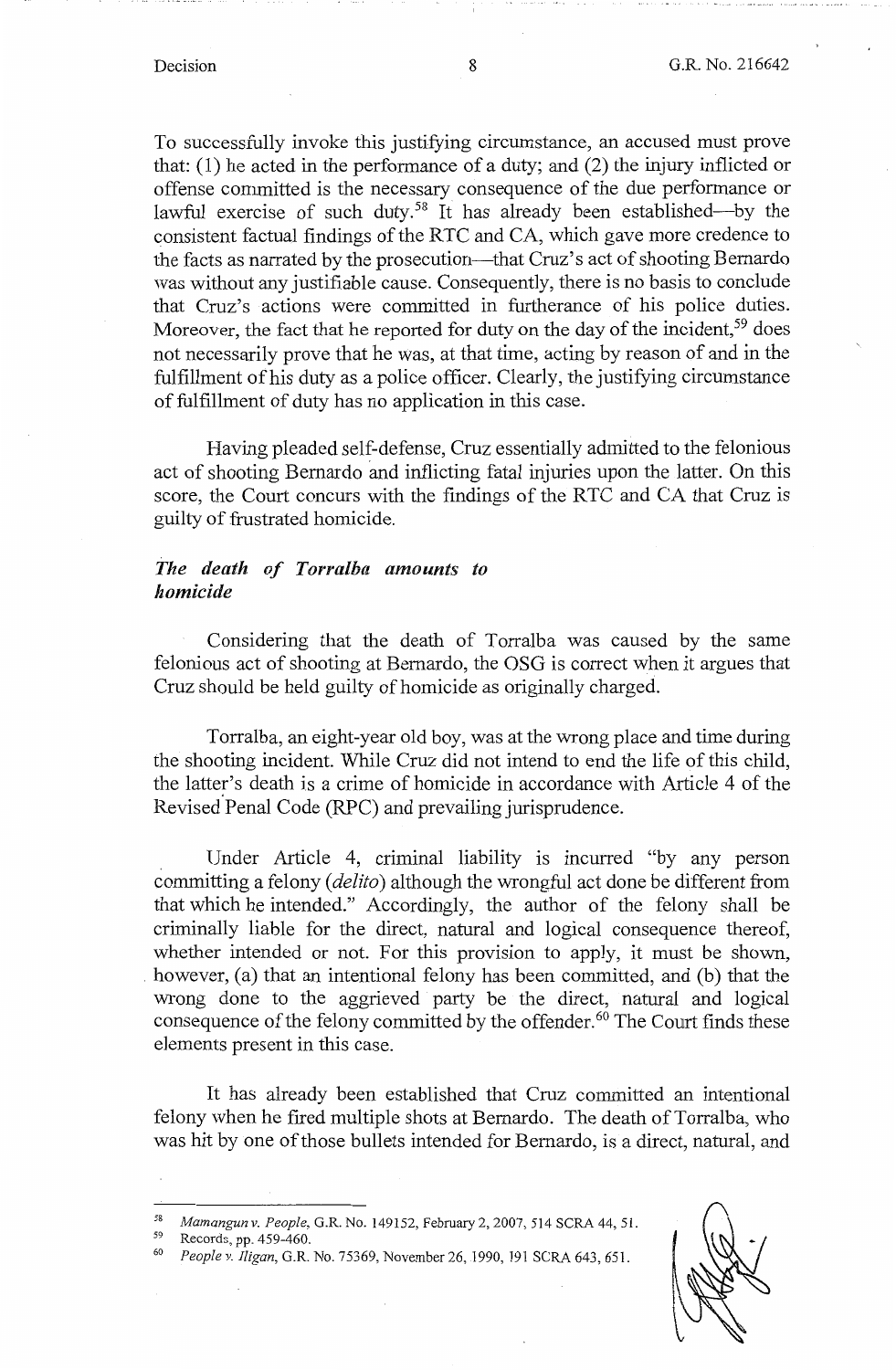To successfully invoke this justifying circumstance, an accused must prove that: (1) he acted in the performance of a duty; and (2) the injury inflicted or offense committed is the necessary consequence of the due performance or lawful exercise of such duty.[58] It has already been established—by the consistent factual findings of the RTC and CA, which gave more credence to the facts as narrated by the prosecution—that Cruz's act of shooting Bernardo was without any justifiable cause. Consequently, there is no basis to conclude that Cruz's actions were committed in furtherance of his police duties. Moreover, the fact that he reported for duty on the day of the incident,[59] does not necessarily prove that he was, at that time, acting by reason of and in the fulfillment of his duty as a police officer. Clearly, the justifying circumstance of fulfillment of duty has no application in this case.

Having pleaded self-defense, Cruz essentially admitted to the felonious act of shooting Bernardo and inflicting fatal injuries upon the latter. On this score, the Court concurs with the findings of the RTC and CA that Cruz is guilty of frustrated homicide.

***The death of Torralba amounts to homicide***

Considering that the death of Torralba was caused by the same felonious act of shooting at Bernardo, the OSG is correct when it argues that Cruz should be held guilty of homicide as originally charged.

Torralba, an eight-year old boy, was at the wrong place and time during the shooting incident. While Cruz did not intend to end the life of this child, the latter's death is a crime of homicide in accordance with Article 4 of the Revised Penal Code (RPC) and prevailing jurisprudence.

Under Article 4, criminal liability is incurred "by any person committing a felony (*delito*) although the wrongful act done be different from that which he intended." Accordingly, the author of the felony shall be criminally liable for the direct, natural and logical consequence thereof, whether intended or not. For this provision to apply, it must be shown, however, (a) that an intentional felony has been committed, and (b) that the wrong done to the aggrieved party be the direct, natural and logical consequence of the felony committed by the offender.[60] The Court finds these elements present in this case.

It has already been established that Cruz committed an intentional felony when he fired multiple shots at Bernardo. The death of Torralba, who was hit by one of those bullets intended for Bernardo, is a direct, natural, and

---

[58] *Mamangun v. People*, G.R. No. 149152, February 2, 2007, 514 SCRA 44, 51.

[59] Records, pp. 459-460.

[60] *People v. Iligan*, G.R. No. 75369, November 26, 1990, 191 SCRA 643, 651.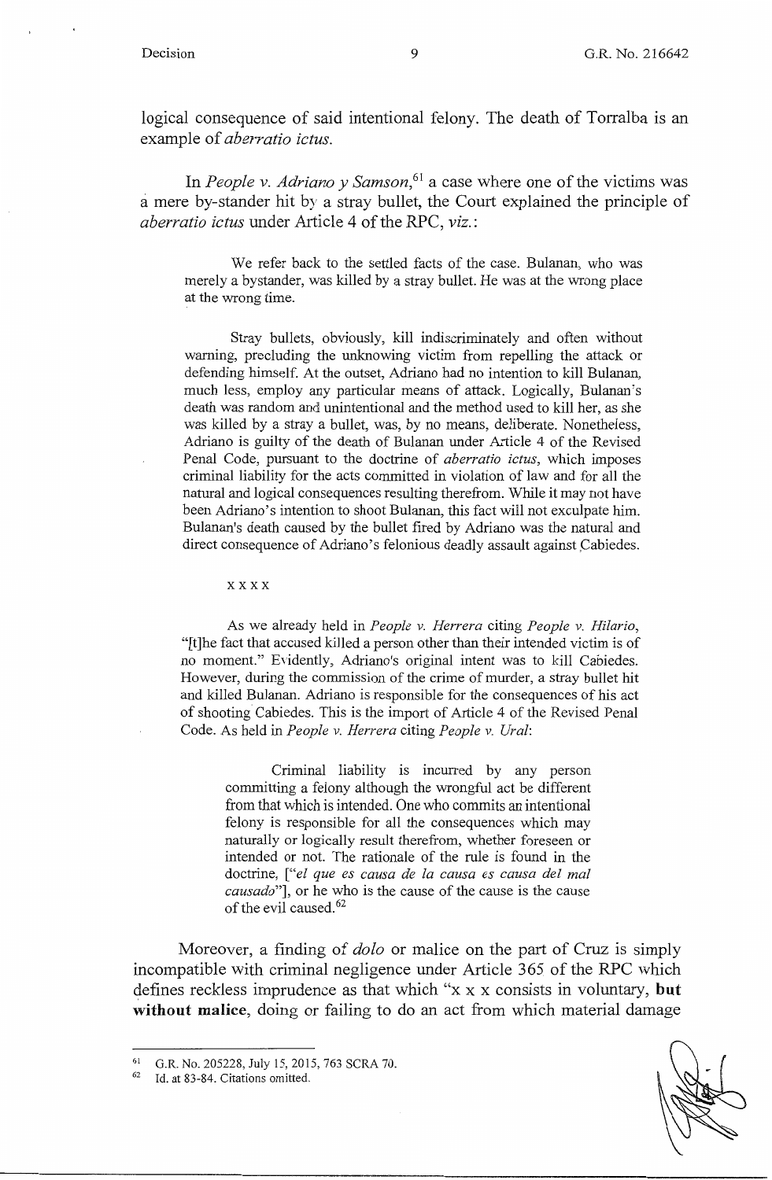logical consequence of said intentional felony. The death of Torralba is an example of *aberratio ictus*.

In *People v. Adriano y Samson*,[61] a case where one of the victims was a mere by-stander hit by a stray bullet, the Court explained the principle of *aberratio ictus* under Article 4 of the RPC, *viz.*:

> We refer back to the settled facts of the case. Bulanan, who was merely a bystander, was killed by a stray bullet. He was at the wrong place at the wrong time.
>
> Stray bullets, obviously, kill indiscriminately and often without warning, precluding the unknowing victim from repelling the attack or defending himself. At the outset, Adriano had no intention to kill Bulanan, much less, employ any particular means of attack. Logically, Bulanan's death was random and unintentional and the method used to kill her, as she was killed by a stray a bullet, was, by no means, deliberate. Nonetheless, Adriano is guilty of the death of Bulanan under Article 4 of the Revised Penal Code, pursuant to the doctrine of *aberratio ictus*, which imposes criminal liability for the acts committed in violation of law and for all the natural and logical consequences resulting therefrom. While it may not have been Adriano's intention to shoot Bulanan, this fact will not exculpate him. Bulanan's death caused by the bullet fired by Adriano was the natural and direct consequence of Adriano's felonious deadly assault against Cabiedes.
>
> x x x x
>
> As we already held in *People v. Herrera* citing *People v. Hilario*, "[t]he fact that accused killed a person other than their intended victim is of no moment." Evidently, Adriano's original intent was to kill Cabiedes. However, during the commission of the crime of murder, a stray bullet hit and killed Bulanan. Adriano is responsible for the consequences of his act of shooting Cabiedes. This is the import of Article 4 of the Revised Penal Code. As held in *People v. Herrera* citing *People v. Ural*:
>
> > Criminal liability is incurred by any person committing a felony although the wrongful act be different from that which is intended. One who commits an intentional felony is responsible for all the consequences which may naturally or logically result therefrom, whether foreseen or intended or not. The rationale of the rule is found in the doctrine, ["*el que es causa de la causa es causa del mal causado*"], or he who is the cause of the cause is the cause of the evil caused.[62]

Moreover, a finding of *dolo* or malice on the part of Cruz is simply incompatible with criminal negligence under Article 365 of the RPC which defines reckless imprudence as that which "x x x consists in voluntary, **but without malice**, doing or failing to do an act from which material damage

---

[61] G.R. No. 205228, July 15, 2015, 763 SCRA 70.

[62] Id. at 83-84. Citations omitted.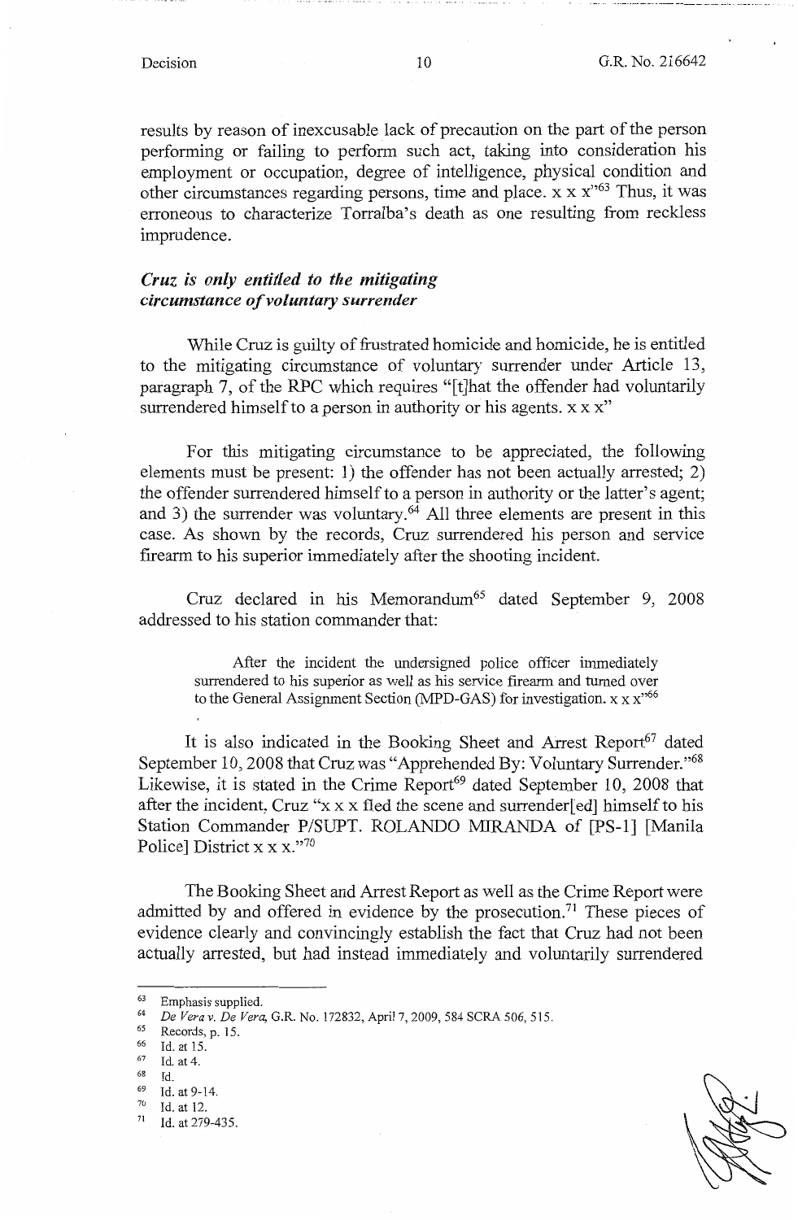results by reason of inexcusable lack of precaution on the part of the person performing or failing to perform such act, taking into consideration his employment or occupation, degree of intelligence, physical condition and other circumstances regarding persons, time and place. x x x"[63] Thus, it was erroneous to characterize Torralba's death as one resulting from reckless imprudence.

***Cruz is only entitled to the mitigating circumstance of voluntary surrender***

While Cruz is guilty of frustrated homicide and homicide, he is entitled to the mitigating circumstance of voluntary surrender under Article 13, paragraph 7, of the RPC which requires "[t]hat the offender had voluntarily surrendered himself to a person in authority or his agents. x x x"

For this mitigating circumstance to be appreciated, the following elements must be present: 1) the offender has not been actually arrested; 2) the offender surrendered himself to a person in authority or the latter's agent; and 3) the surrender was voluntary.[64] All three elements are present in this case. As shown by the records, Cruz surrendered his person and service firearm to his superior immediately after the shooting incident.

Cruz declared in his Memorandum[65] dated September 9, 2008 addressed to his station commander that:

> After the incident the undersigned police officer immediately surrendered to his superior as well as his service firearm and turned over to the General Assignment Section (MPD-GAS) for investigation. x x x"[66]

It is also indicated in the Booking Sheet and Arrest Report[67] dated September 10, 2008 that Cruz was "Apprehended By: Voluntary Surrender."[68] Likewise, it is stated in the Crime Report[69] dated September 10, 2008 that after the incident, Cruz "x x x fled the scene and surrender[ed] himself to his Station Commander P/SUPT. ROLANDO MIRANDA of [PS-1] [Manila Police] District x x x."[70]

The Booking Sheet and Arrest Report as well as the Crime Report were admitted by and offered in evidence by the prosecution.[71] These pieces of evidence clearly and convincingly establish the fact that Cruz had not been actually arrested, but had instead immediately and voluntarily surrendered

---

[63] Emphasis supplied.
[64] *De Vera v. De Vera*, G.R. No. 172832, April 7, 2009, 584 SCRA 506, 515.
[65] Records, p. 15.
[66] Id. at 15.
[67] Id. at 4.
[68] Id.
[69] Id. at 9-14.
[70] Id. at 12.
[71] Id. at 279-435.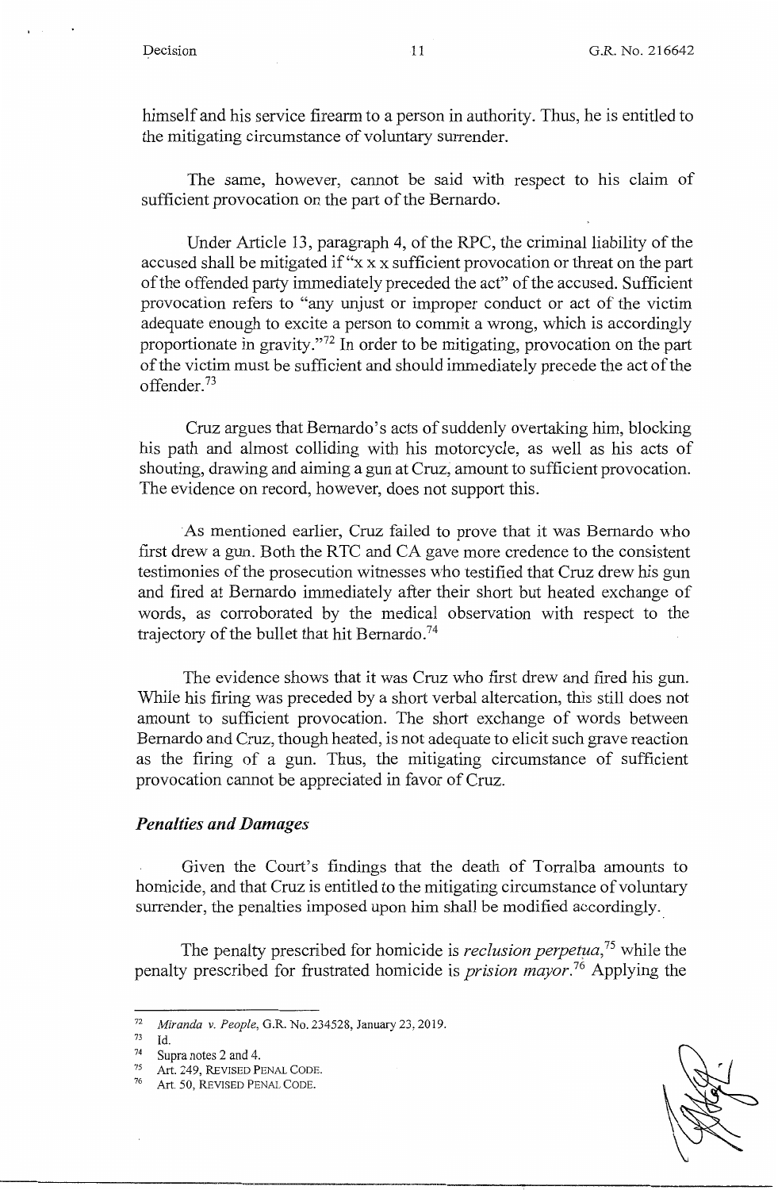himself and his service firearm to a person in authority. Thus, he is entitled to the mitigating circumstance of voluntary surrender.

The same, however, cannot be said with respect to his claim of sufficient provocation on the part of the Bernardo.

Under Article 13, paragraph 4, of the RPC, the criminal liability of the accused shall be mitigated if "x x x sufficient provocation or threat on the part of the offended party immediately preceded the act" of the accused. Sufficient provocation refers to "any unjust or improper conduct or act of the victim adequate enough to excite a person to commit a wrong, which is accordingly proportionate in gravity."[72] In order to be mitigating, provocation on the part of the victim must be sufficient and should immediately precede the act of the offender.[73]

Cruz argues that Bernardo's acts of suddenly overtaking him, blocking his path and almost colliding with his motorcycle, as well as his acts of shouting, drawing and aiming a gun at Cruz, amount to sufficient provocation. The evidence on record, however, does not support this.

As mentioned earlier, Cruz failed to prove that it was Bernardo who first drew a gun. Both the RTC and CA gave more credence to the consistent testimonies of the prosecution witnesses who testified that Cruz drew his gun and fired at Bernardo immediately after their short but heated exchange of words, as corroborated by the medical observation with respect to the trajectory of the bullet that hit Bernardo.[74]

The evidence shows that it was Cruz who first drew and fired his gun. While his firing was preceded by a short verbal altercation, this still does not amount to sufficient provocation. The short exchange of words between Bernardo and Cruz, though heated, is not adequate to elicit such grave reaction as the firing of a gun. Thus, the mitigating circumstance of sufficient provocation cannot be appreciated in favor of Cruz.

### *Penalties and Damages*

Given the Court's findings that the death of Torralba amounts to homicide, and that Cruz is entitled to the mitigating circumstance of voluntary surrender, the penalties imposed upon him shall be modified accordingly.

The penalty prescribed for homicide is *reclusion perpetua*,[75] while the penalty prescribed for frustrated homicide is *prision mayor*.[76] Applying the

---

[72] *Miranda v. People*, G.R. No. 234528, January 23, 2019.
[73] Id.
[74] Supra notes 2 and 4.
[75] Art. 249, REVISED PENAL CODE.
[76] Art. 50, REVISED PENAL CODE.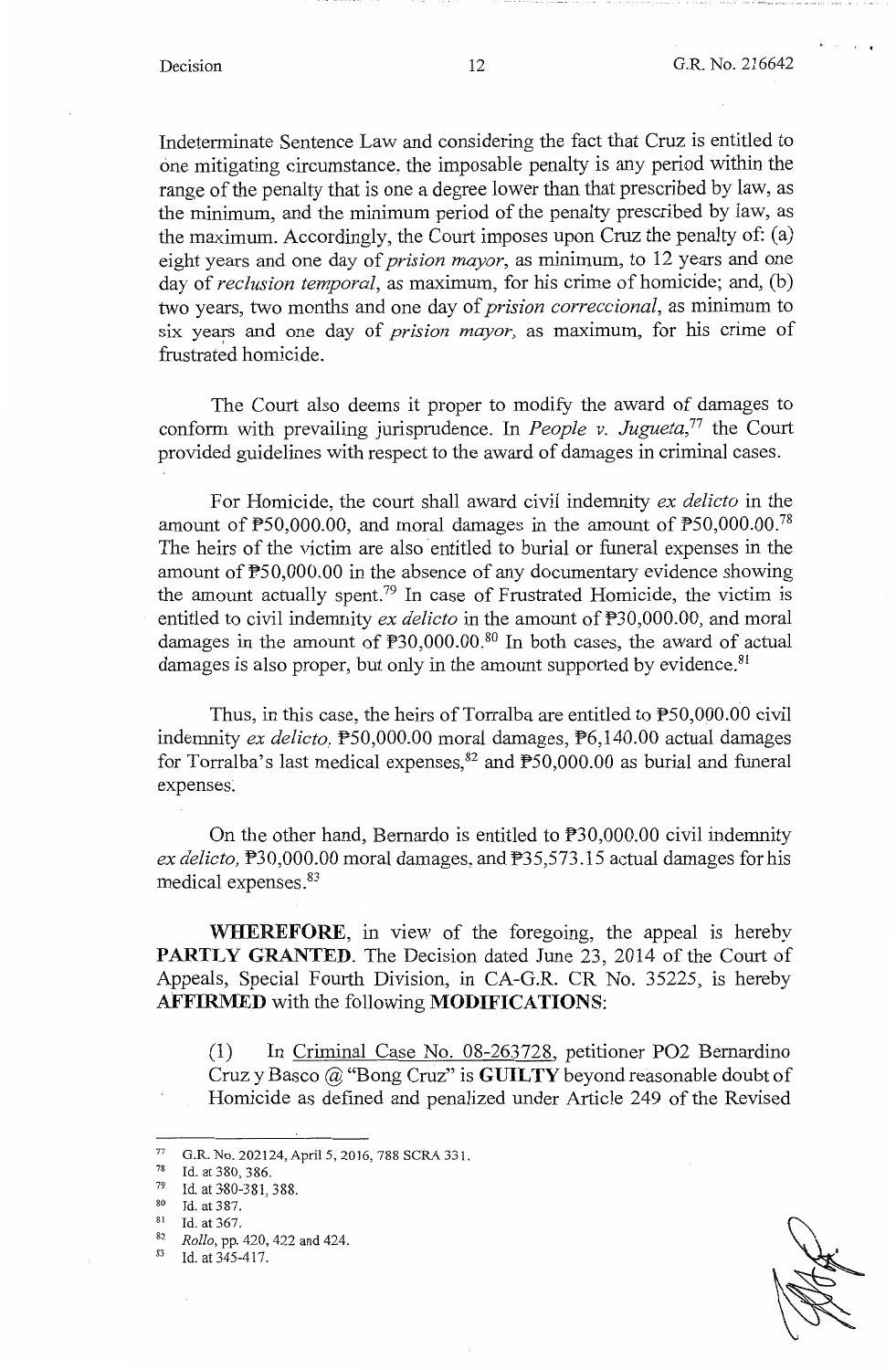Indeterminate Sentence Law and considering the fact that Cruz is entitled to one mitigating circumstance. the imposable penalty is any period within the range of the penalty that is one a degree lower than that prescribed by law, as the minimum, and the minimum period of the penalty prescribed by law, as the maximum. Accordingly, the Court imposes upon Cruz the penalty of: (a) eight years and one day of *prision mayor*, as minimum, to 12 years and one day of *reclusion temporal*, as maximum, for his crime of homicide; and, (b) two years, two months and one day of *prision correccional*, as minimum to six years and one day of *prision mayor*, as maximum, for his crime of frustrated homicide.

The Court also deems it proper to modify the award of damages to conform with prevailing jurisprudence. In *People v. Jugueta*,[77] the Court provided guidelines with respect to the award of damages in criminal cases.

For Homicide, the court shall award civil indemnity *ex delicto* in the amount of ₱50,000.00, and moral damages in the amount of ₱50,000.00.[78] The heirs of the victim are also entitled to burial or funeral expenses in the amount of ₱50,000.00 in the absence of any documentary evidence showing the amount actually spent.[79] In case of Frustrated Homicide, the victim is entitled to civil indemnity *ex delicto* in the amount of ₱30,000.00, and moral damages in the amount of ₱30,000.00.[80] In both cases, the award of actual damages is also proper, but only in the amount supported by evidence.[81]

Thus, in this case, the heirs of Torralba are entitled to ₱50,000.00 civil indemnity *ex delicto*, ₱50,000.00 moral damages, ₱6,140.00 actual damages for Torralba's last medical expenses,[82] and ₱50,000.00 as burial and funeral expenses.

On the other hand, Bernardo is entitled to ₱30,000.00 civil indemnity *ex delicto*, ₱30,000.00 moral damages, and ₱35,573.15 actual damages for his medical expenses.[83]

**WHEREFORE**, in view of the foregoing, the appeal is hereby **PARTLY GRANTED**. The Decision dated June 23, 2014 of the Court of Appeals, Special Fourth Division, in CA-G.R. CR No. 35225, is hereby **AFFIRMED** with the following **MODIFICATIONS**:

(1) In Criminal Case No. 08-263728, petitioner PO2 Bernardino Cruz y Basco @ "Bong Cruz" is **GUILTY** beyond reasonable doubt of Homicide as defined and penalized under Article 249 of the Revised

---

[77] G.R. No. 202124, April 5, 2016, 788 SCRA 331.

[78] Id. at 380, 386.

[79] Id. at 380-381, 388.

[80] Id. at 387.

[81] Id. at 367.

[82] *Rollo*, pp. 420, 422 and 424.

[83] Id. at 345-417.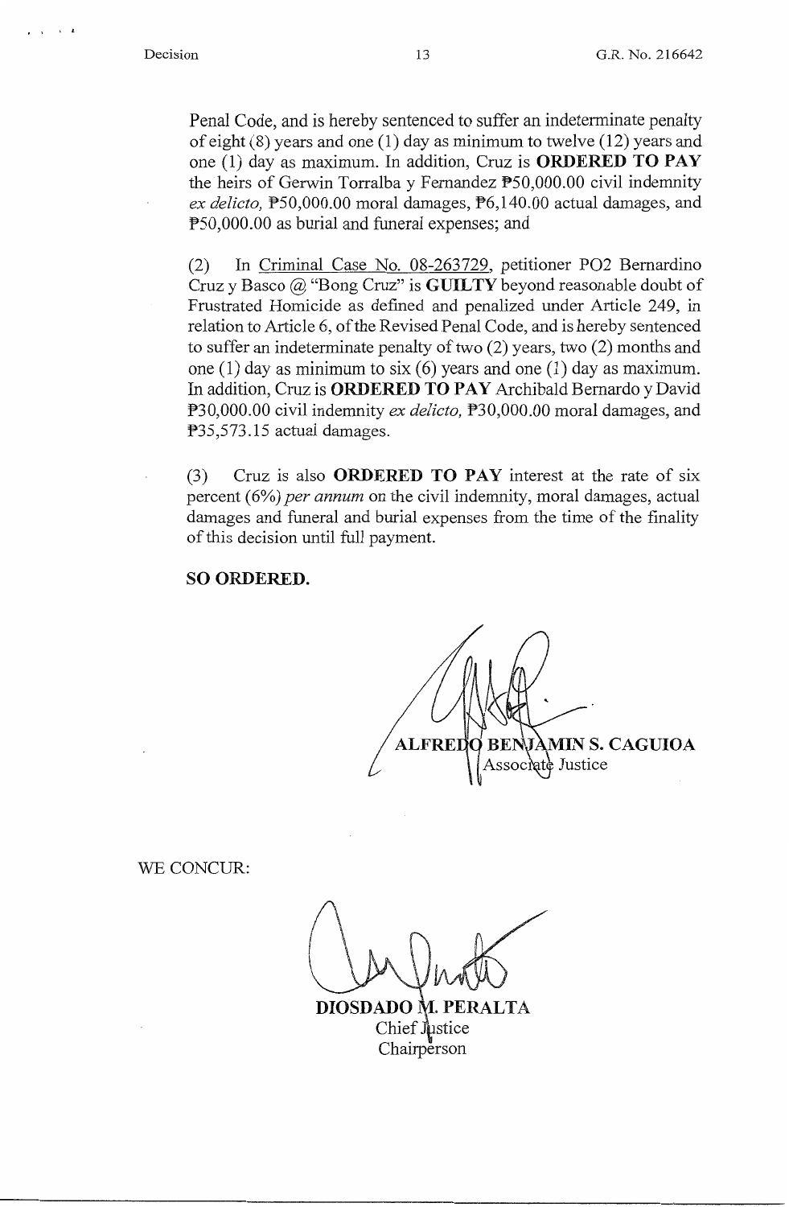Penal Code, and is hereby sentenced to suffer an indeterminate penalty of eight (8) years and one (1) day as minimum to twelve (12) years and one (1) day as maximum. In addition, Cruz is **ORDERED TO PAY** the heirs of Gerwin Torralba y Fernandez ₱50,000.00 civil indemnity *ex delicto,* ₱50,000.00 moral damages, ₱6,140.00 actual damages, and ₱50,000.00 as burial and funeral expenses; and

(2) In Criminal Case No. 08-263729, petitioner PO2 Bernardino Cruz y Basco @ "Bong Cruz" is **GUILTY** beyond reasonable doubt of Frustrated Homicide as defined and penalized under Article 249, in relation to Article 6, of the Revised Penal Code, and is hereby sentenced to suffer an indeterminate penalty of two (2) years, two (2) months and one (1) day as minimum to six (6) years and one (1) day as maximum. In addition, Cruz is **ORDERED TO PAY** Archibald Bernardo y David ₱30,000.00 civil indemnity *ex delicto,* ₱30,000.00 moral damages, and ₱35,573.15 actual damages.

(3) Cruz is also **ORDERED TO PAY** interest at the rate of six percent (6%) *per annum* on the civil indemnity, moral damages, actual damages and funeral and burial expenses from the time of the finality of this decision until full payment.

**SO ORDERED.**

**ALFREDO BENJAMIN S. CAGUIOA**
Associate Justice

WE CONCUR:

**DIOSDADO M. PERALTA**
Chief Justice
Chairperson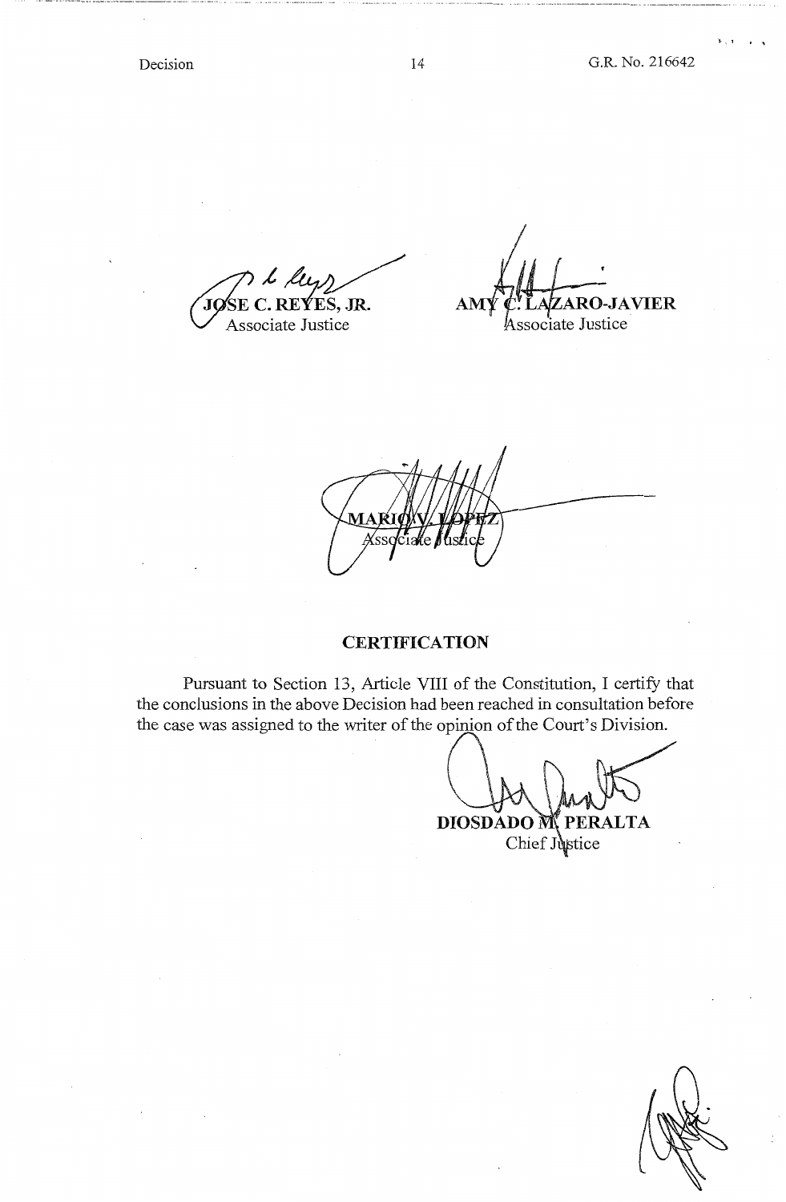**JOSE C. REYES, JR.**
Associate Justice

**AMY C. LAZARO-JAVIER**
Associate Justice

**MARIO V. LOPEZ**
Associate Justice

## CERTIFICATION

Pursuant to Section 13, Article VIII of the Constitution, I certify that the conclusions in the above Decision had been reached in consultation before the case was assigned to the writer of the opinion of the Court's Division.

**DIOSDADO M. PERALTA**
Chief Justice